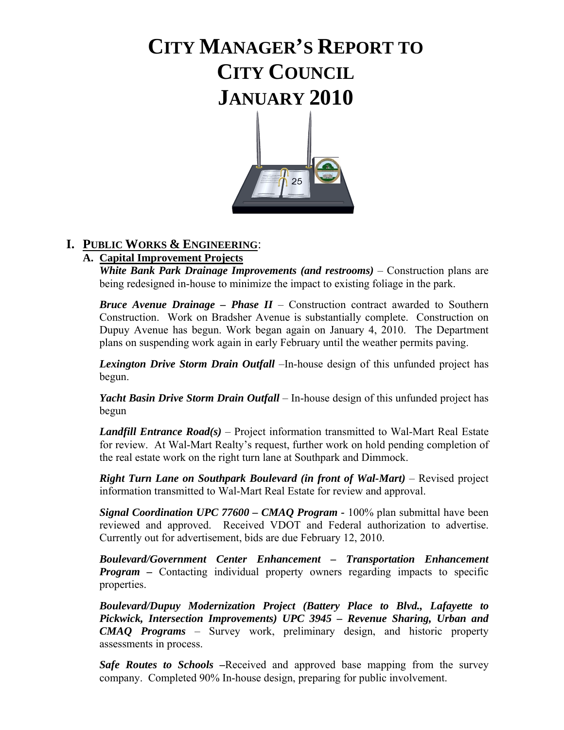# CITY MANAGER'S REPORT TO CITY COUNCIL JANUARY 2010

## I. PUBLIC WORKS & ENGINEERING:

### A. Capital Improvement Projects

***White Bank Park Drainage Improvements (and restrooms)*** – Construction plans are being redesigned in-house to minimize the impact to existing foliage in the park.

***Bruce Avenue Drainage – Phase II*** – Construction contract awarded to Southern Construction. Work on Bradsher Avenue is substantially complete. Construction on Dupuy Avenue has begun. Work began again on January 4, 2010. The Department plans on suspending work again in early February until the weather permits paving.

***Lexington Drive Storm Drain Outfall*** –In-house design of this unfunded project has begun.

***Yacht Basin Drive Storm Drain Outfall*** – In-house design of this unfunded project has begun

***Landfill Entrance Road(s)*** – Project information transmitted to Wal-Mart Real Estate for review. At Wal-Mart Realty's request, further work on hold pending completion of the real estate work on the right turn lane at Southpark and Dimmock.

***Right Turn Lane on Southpark Boulevard (in front of Wal-Mart)*** – Revised project information transmitted to Wal-Mart Real Estate for review and approval.

***Signal Coordination UPC 77600 – CMAQ Program -*** 100% plan submittal have been reviewed and approved. Received VDOT and Federal authorization to advertise. Currently out for advertisement, bids are due February 12, 2010.

***Boulevard/Government Center Enhancement – Transportation Enhancement Program –*** Contacting individual property owners regarding impacts to specific properties.

***Boulevard/Dupuy Modernization Project (Battery Place to Blvd., Lafayette to Pickwick, Intersection Improvements) UPC 3945 – Revenue Sharing, Urban and CMAQ Programs*** – Survey work, preliminary design, and historic property assessments in process.

***Safe Routes to Schools –***Received and approved base mapping from the survey company. Completed 90% In-house design, preparing for public involvement.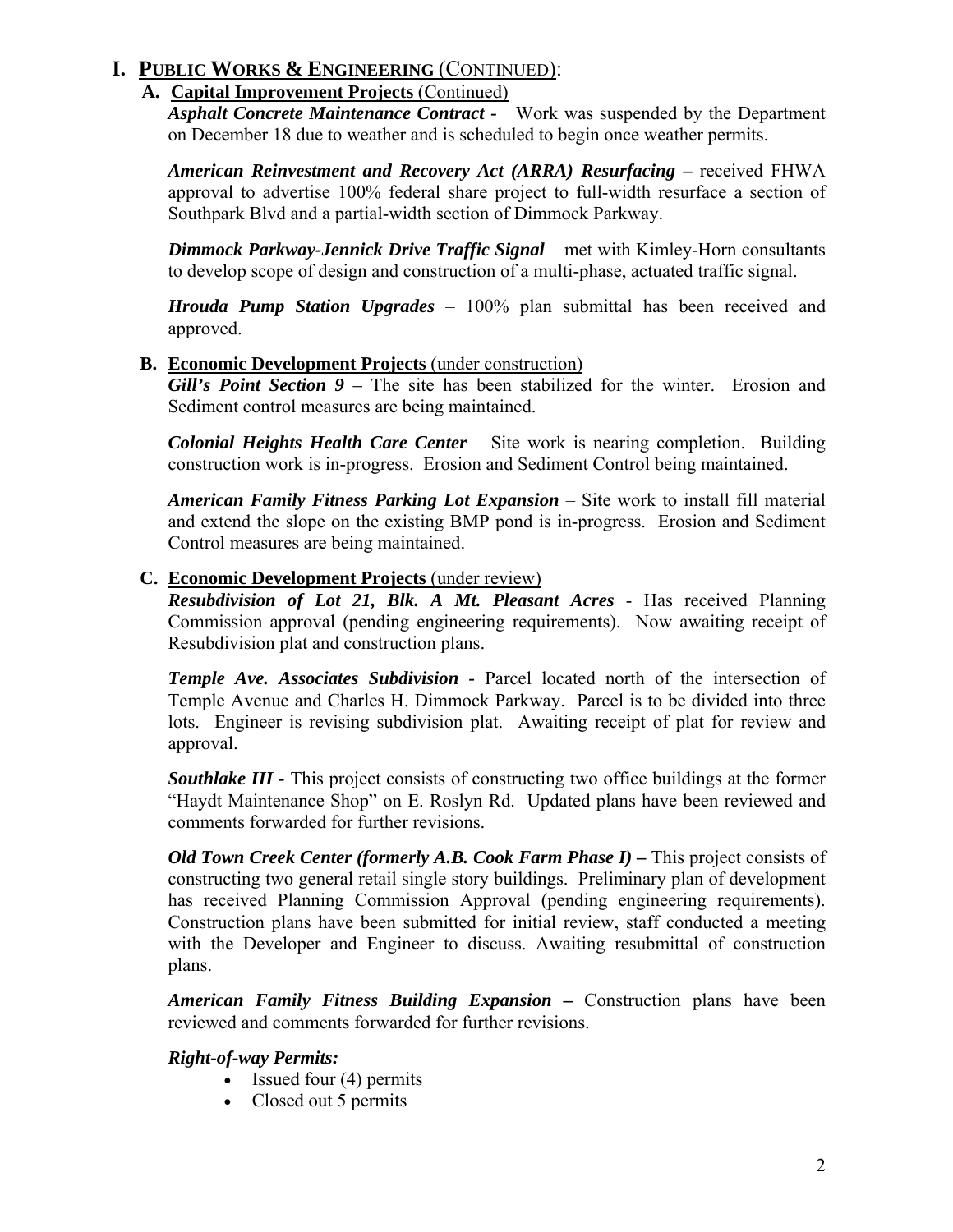# I. PUBLIC WORKS & ENGINEERING (CONTINUED):

## A. Capital Improvement Projects (Continued)

***Asphalt Concrete Maintenance Contract -*** Work was suspended by the Department on December 18 due to weather and is scheduled to begin once weather permits.

***American Reinvestment and Recovery Act (ARRA) Resurfacing –*** received FHWA approval to advertise 100% federal share project to full-width resurface a section of Southpark Blvd and a partial-width section of Dimmock Parkway.

***Dimmock Parkway-Jennick Drive Traffic Signal*** – met with Kimley-Horn consultants to develop scope of design and construction of a multi-phase, actuated traffic signal.

***Hrouda Pump Station Upgrades*** – 100% plan submittal has been received and approved.

## B. Economic Development Projects (under construction)

***Gill's Point Section 9 –*** The site has been stabilized for the winter. Erosion and Sediment control measures are being maintained.

***Colonial Heights Health Care Center*** – Site work is nearing completion. Building construction work is in-progress. Erosion and Sediment Control being maintained.

***American Family Fitness Parking Lot Expansion*** – Site work to install fill material and extend the slope on the existing BMP pond is in-progress. Erosion and Sediment Control measures are being maintained.

## C. Economic Development Projects (under review)

***Resubdivision of Lot 21, Blk. A Mt. Pleasant Acres*** - Has received Planning Commission approval (pending engineering requirements). Now awaiting receipt of Resubdivision plat and construction plans.

***Temple Ave. Associates Subdivision -*** Parcel located north of the intersection of Temple Avenue and Charles H. Dimmock Parkway. Parcel is to be divided into three lots. Engineer is revising subdivision plat. Awaiting receipt of plat for review and approval.

***Southlake III -*** This project consists of constructing two office buildings at the former "Haydt Maintenance Shop" on E. Roslyn Rd. Updated plans have been reviewed and comments forwarded for further revisions.

***Old Town Creek Center (formerly A.B. Cook Farm Phase I) –*** This project consists of constructing two general retail single story buildings. Preliminary plan of development has received Planning Commission Approval (pending engineering requirements). Construction plans have been submitted for initial review, staff conducted a meeting with the Developer and Engineer to discuss. Awaiting resubmittal of construction plans.

***American Family Fitness Building Expansion –*** Construction plans have been reviewed and comments forwarded for further revisions.

***Right-of-way Permits:***

- Issued four (4) permits
- Closed out 5 permits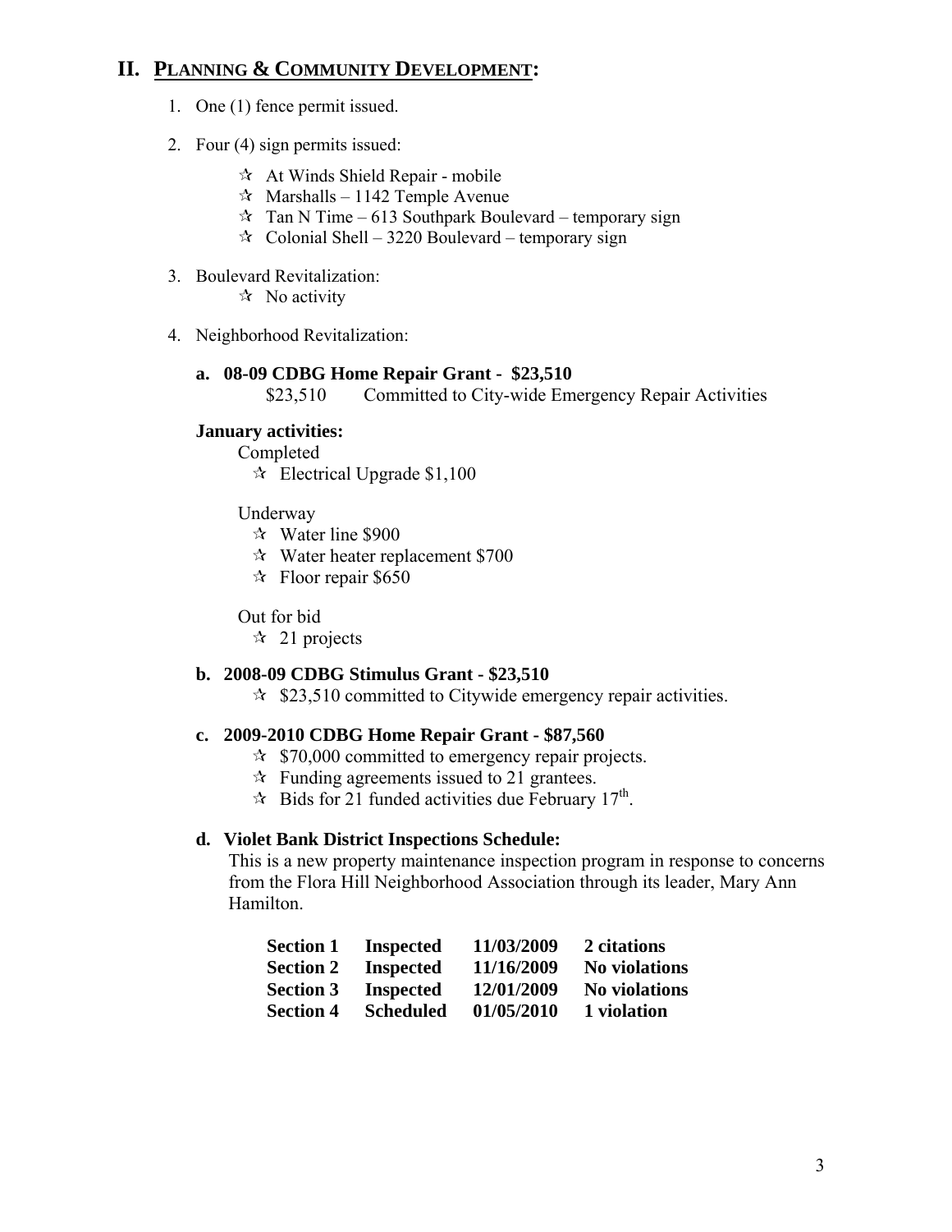## II. PLANNING & COMMUNITY DEVELOPMENT:

1. One (1) fence permit issued.

2. Four (4) sign permits issued:

   - ☆ At Winds Shield Repair - mobile
   - ☆ Marshalls – 1142 Temple Avenue
   - ☆ Tan N Time – 613 Southpark Boulevard – temporary sign
   - ☆ Colonial Shell – 3220 Boulevard – temporary sign

3. Boulevard Revitalization:
   - ☆ No activity

4. Neighborhood Revitalization:

   **a. 08-09 CDBG Home Repair Grant - $23,510**

   $23,510 Committed to City-wide Emergency Repair Activities

   **January activities:**

   Completed
   - ☆ Electrical Upgrade $1,100

   Underway
   - ☆ Water line $900
   - ☆ Water heater replacement $700
   - ☆ Floor repair $650

   Out for bid
   - ☆ 21 projects

   **b. 2008-09 CDBG Stimulus Grant - $23,510**
   - ☆ $23,510 committed to Citywide emergency repair activities.

   **c. 2009-2010 CDBG Home Repair Grant - $87,560**
   - ☆ $70,000 committed to emergency repair projects.
   - ☆ Funding agreements issued to 21 grantees.
   - ☆ Bids for 21 funded activities due February 17th.

   **d. Violet Bank District Inspections Schedule:**

   This is a new property maintenance inspection program in response to concerns from the Flora Hill Neighborhood Association through its leader, Mary Ann Hamilton.

| | | | |
|---|---|---|---|
| **Section 1** | **Inspected** | **11/03/2009** | **2 citations** |
| **Section 2** | **Inspected** | **11/16/2009** | **No violations** |
| **Section 3** | **Inspected** | **12/01/2009** | **No violations** |
| **Section 4** | **Scheduled** | **01/05/2010** | **1 violation** |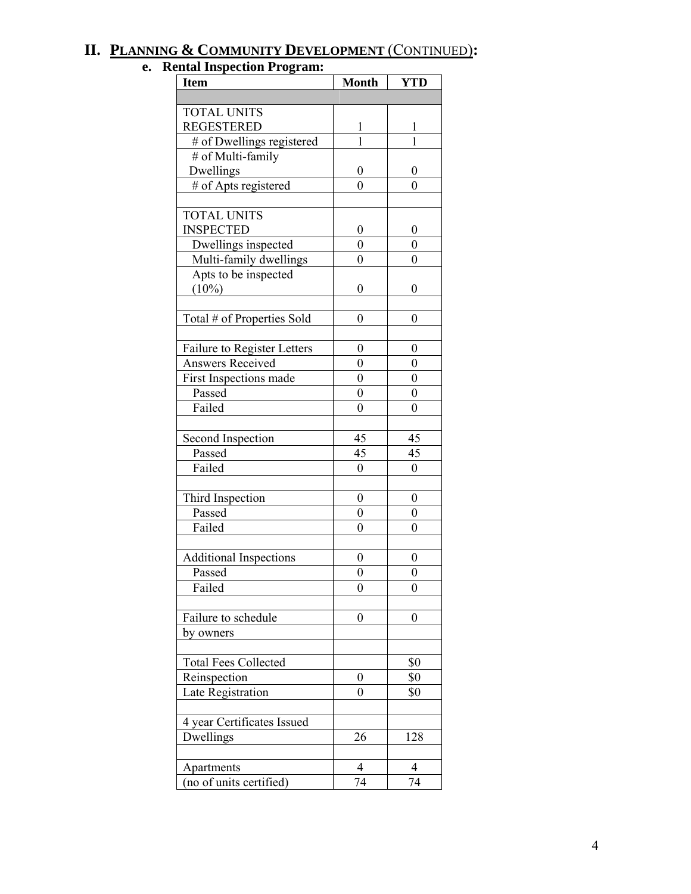# II. PLANNING & COMMUNITY DEVELOPMENT (CONTINUED):

## e. Rental Inspection Program:

| Item | Month | YTD |
|---|---|---|
| | | |
| TOTAL UNITS REGESTERED | 1 | 1 |
| # of Dwellings registered | 1 | 1 |
| # of Multi-family Dwellings | 0 | 0 |
| # of Apts registered | 0 | 0 |
| | | |
| TOTAL UNITS INSPECTED | 0 | 0 |
| Dwellings inspected | 0 | 0 |
| Multi-family dwellings | 0 | 0 |
| Apts to be inspected (10%) | 0 | 0 |
| | | |
| Total # of Properties Sold | 0 | 0 |
| | | |
| Failure to Register Letters | 0 | 0 |
| Answers Received | 0 | 0 |
| First Inspections made | 0 | 0 |
| Passed | 0 | 0 |
| Failed | 0 | 0 |
| | | |
| Second Inspection | 45 | 45 |
| Passed | 45 | 45 |
| Failed | 0 | 0 |
| | | |
| Third Inspection | 0 | 0 |
| Passed | 0 | 0 |
| Failed | 0 | 0 |
| | | |
| Additional Inspections | 0 | 0 |
| Passed | 0 | 0 |
| Failed | 0 | 0 |
| | | |
| Failure to schedule | 0 | 0 |
| by owners | | |
| | | |
| Total Fees Collected | | $0 |
| Reinspection | 0 | $0 |
| Late Registration | 0 | $0 |
| | | |
| 4 year Certificates Issued | | |
| Dwellings | 26 | 128 |
| | | |
| Apartments | 4 | 4 |
| (no of units certified) | 74 | 74 |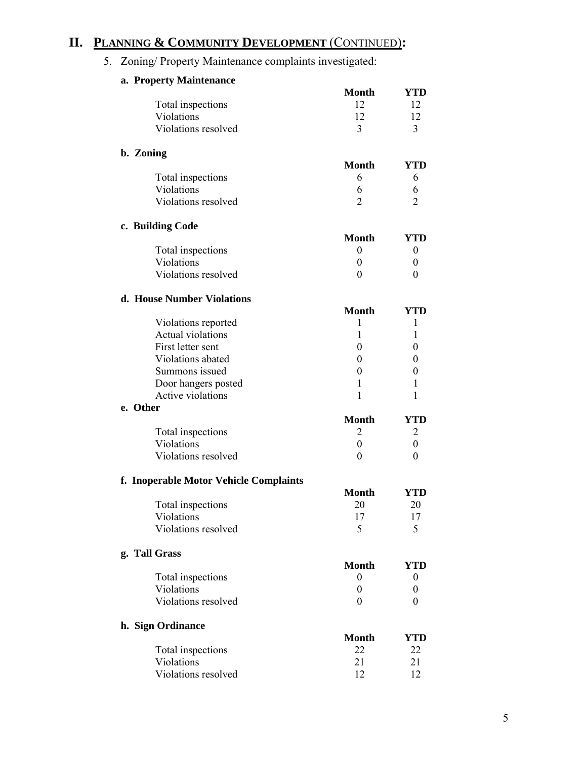# II. PLANNING & COMMUNITY DEVELOPMENT (CONTINUED):

5. Zoning/ Property Maintenance complaints investigated:

**a. Property Maintenance**

| | Month | YTD |
|---|---|---|
| Total inspections | 12 | 12 |
| Violations | 12 | 12 |
| Violations resolved | 3 | 3 |

**b. Zoning**

| | Month | YTD |
|---|---|---|
| Total inspections | 6 | 6 |
| Violations | 6 | 6 |
| Violations resolved | 2 | 2 |

**c. Building Code**

| | Month | YTD |
|---|---|---|
| Total inspections | 0 | 0 |
| Violations | 0 | 0 |
| Violations resolved | 0 | 0 |

**d. House Number Violations**

| | Month | YTD |
|---|---|---|
| Violations reported | 1 | 1 |
| Actual violations | 1 | 1 |
| First letter sent | 0 | 0 |
| Violations abated | 0 | 0 |
| Summons issued | 0 | 0 |
| Door hangers posted | 1 | 1 |
| Active violations | 1 | 1 |

**e. Other**

| | Month | YTD |
|---|---|---|
| Total inspections | 2 | 2 |
| Violations | 0 | 0 |
| Violations resolved | 0 | 0 |

**f. Inoperable Motor Vehicle Complaints**

| | Month | YTD |
|---|---|---|
| Total inspections | 20 | 20 |
| Violations | 17 | 17 |
| Violations resolved | 5 | 5 |

**g. Tall Grass**

| | Month | YTD |
|---|---|---|
| Total inspections | 0 | 0 |
| Violations | 0 | 0 |
| Violations resolved | 0 | 0 |

**h. Sign Ordinance**

| | Month | YTD |
|---|---|---|
| Total inspections | 22 | 22 |
| Violations | 21 | 21 |
| Violations resolved | 12 | 12 |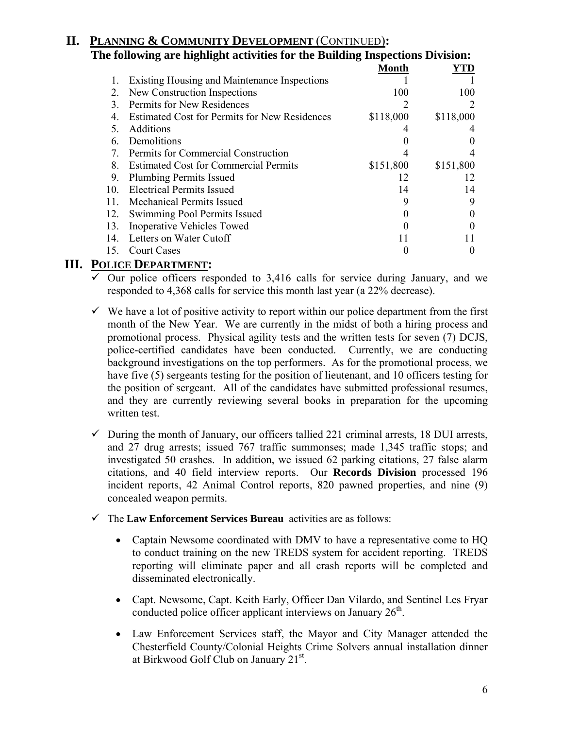## II. PLANNING & COMMUNITY DEVELOPMENT (CONTINUED):

### The following are highlight activities for the Building Inspections Division:

| | | Month | YTD |
|---|---|---|---|
| 1. | Existing Housing and Maintenance Inspections | 1 | 1 |
| 2. | New Construction Inspections | 100 | 100 |
| 3. | Permits for New Residences | 2 | 2 |
| 4. | Estimated Cost for Permits for New Residences | \$118,000 | \$118,000 |
| 5. | Additions | 4 | 4 |
| 6. | Demolitions | 0 | 0 |
| 7. | Permits for Commercial Construction | 4 | 4 |
| 8. | Estimated Cost for Commercial Permits | \$151,800 | \$151,800 |
| 9. | Plumbing Permits Issued | 12 | 12 |
| 10. | Electrical Permits Issued | 14 | 14 |
| 11. | Mechanical Permits Issued | 9 | 9 |
| 12. | Swimming Pool Permits Issued | 0 | 0 |
| 13. | Inoperative Vehicles Towed | 0 | 0 |
| 14. | Letters on Water Cutoff | 11 | 11 |
| 15. | Court Cases | 0 | 0 |

## III. POLICE DEPARTMENT:

- ✓ Our police officers responded to 3,416 calls for service during January, and we responded to 4,368 calls for service this month last year (a 22% decrease).

- ✓ We have a lot of positive activity to report within our police department from the first month of the New Year. We are currently in the midst of both a hiring process and promotional process. Physical agility tests and the written tests for seven (7) DCJS, police-certified candidates have been conducted. Currently, we are conducting background investigations on the top performers. As for the promotional process, we have five (5) sergeants testing for the position of lieutenant, and 10 officers testing for the position of sergeant. All of the candidates have submitted professional resumes, and they are currently reviewing several books in preparation for the upcoming written test.

- ✓ During the month of January, our officers tallied 221 criminal arrests, 18 DUI arrests, and 27 drug arrests; issued 767 traffic summonses; made 1,345 traffic stops; and investigated 50 crashes. In addition, we issued 62 parking citations, 27 false alarm citations, and 40 field interview reports. Our **Records Division** processed 196 incident reports, 42 Animal Control reports, 820 pawned properties, and nine (9) concealed weapon permits.

- ✓ The **Law Enforcement Services Bureau** activities are as follows:

  - Captain Newsome coordinated with DMV to have a representative come to HQ to conduct training on the new TREDS system for accident reporting. TREDS reporting will eliminate paper and all crash reports will be completed and disseminated electronically.

  - Capt. Newsome, Capt. Keith Early, Officer Dan Vilardo, and Sentinel Les Fryar conducted police officer applicant interviews on January 26th.

  - Law Enforcement Services staff, the Mayor and City Manager attended the Chesterfield County/Colonial Heights Crime Solvers annual installation dinner at Birkwood Golf Club on January 21st.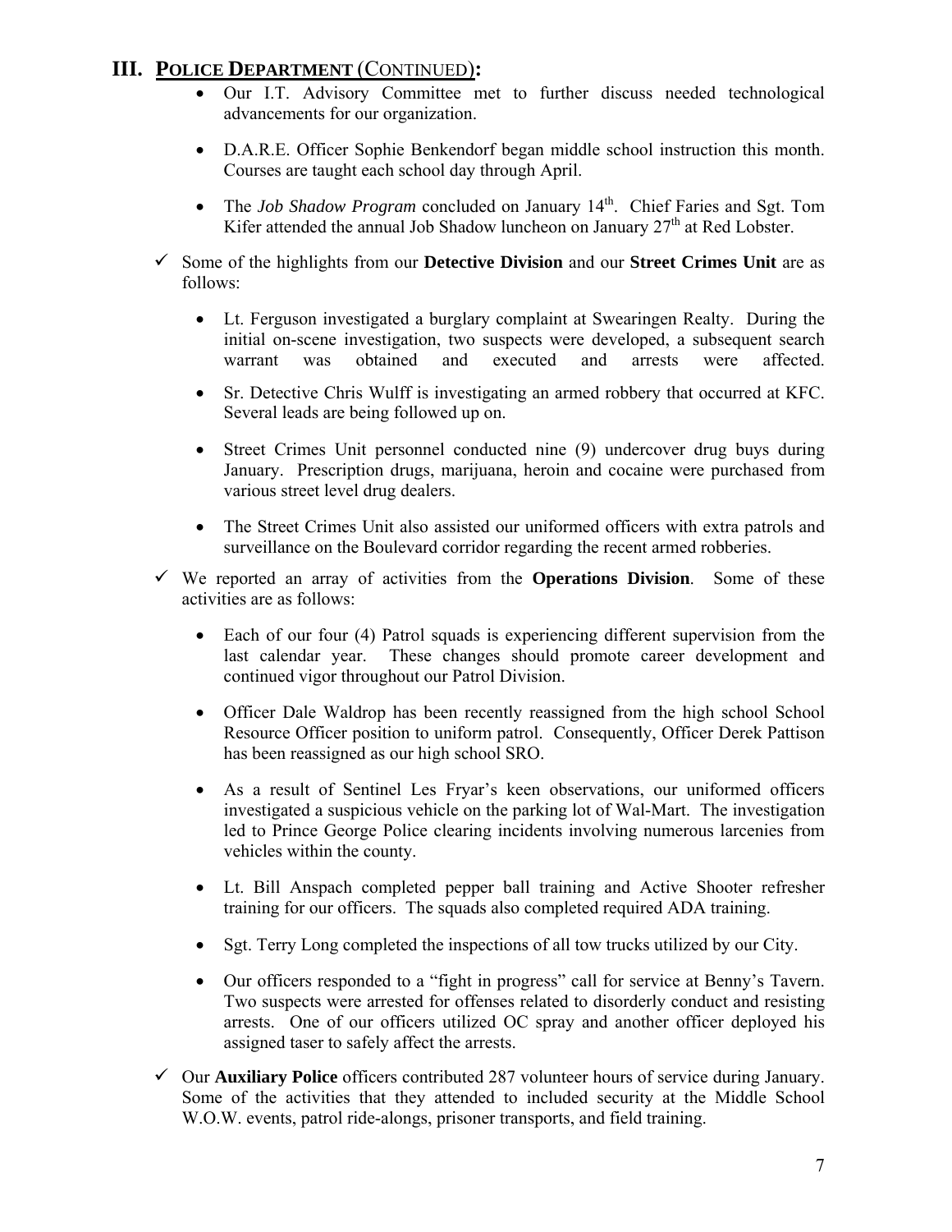## III. **Police Department** (Continued):

- Our I.T. Advisory Committee met to further discuss needed technological advancements for our organization.
- D.A.R.E. Officer Sophie Benkendorf began middle school instruction this month. Courses are taught each school day through April.
- The *Job Shadow Program* concluded on January 14th. Chief Faries and Sgt. Tom Kifer attended the annual Job Shadow luncheon on January 27th at Red Lobster.

✓ Some of the highlights from our **Detective Division** and our **Street Crimes Unit** are as follows:

- Lt. Ferguson investigated a burglary complaint at Swearingen Realty. During the initial on-scene investigation, two suspects were developed, a subsequent search warrant was obtained and executed and arrests were affected.
- Sr. Detective Chris Wulff is investigating an armed robbery that occurred at KFC. Several leads are being followed up on.
- Street Crimes Unit personnel conducted nine (9) undercover drug buys during January. Prescription drugs, marijuana, heroin and cocaine were purchased from various street level drug dealers.
- The Street Crimes Unit also assisted our uniformed officers with extra patrols and surveillance on the Boulevard corridor regarding the recent armed robberies.

✓ We reported an array of activities from the **Operations Division**. Some of these activities are as follows:

- Each of our four (4) Patrol squads is experiencing different supervision from the last calendar year. These changes should promote career development and continued vigor throughout our Patrol Division.
- Officer Dale Waldrop has been recently reassigned from the high school School Resource Officer position to uniform patrol. Consequently, Officer Derek Pattison has been reassigned as our high school SRO.
- As a result of Sentinel Les Fryar's keen observations, our uniformed officers investigated a suspicious vehicle on the parking lot of Wal-Mart. The investigation led to Prince George Police clearing incidents involving numerous larcenies from vehicles within the county.
- Lt. Bill Anspach completed pepper ball training and Active Shooter refresher training for our officers. The squads also completed required ADA training.
- Sgt. Terry Long completed the inspections of all tow trucks utilized by our City.
- Our officers responded to a "fight in progress" call for service at Benny's Tavern. Two suspects were arrested for offenses related to disorderly conduct and resisting arrests. One of our officers utilized OC spray and another officer deployed his assigned taser to safely affect the arrests.

✓ Our **Auxiliary Police** officers contributed 287 volunteer hours of service during January. Some of the activities that they attended to included security at the Middle School W.O.W. events, patrol ride-alongs, prisoner transports, and field training.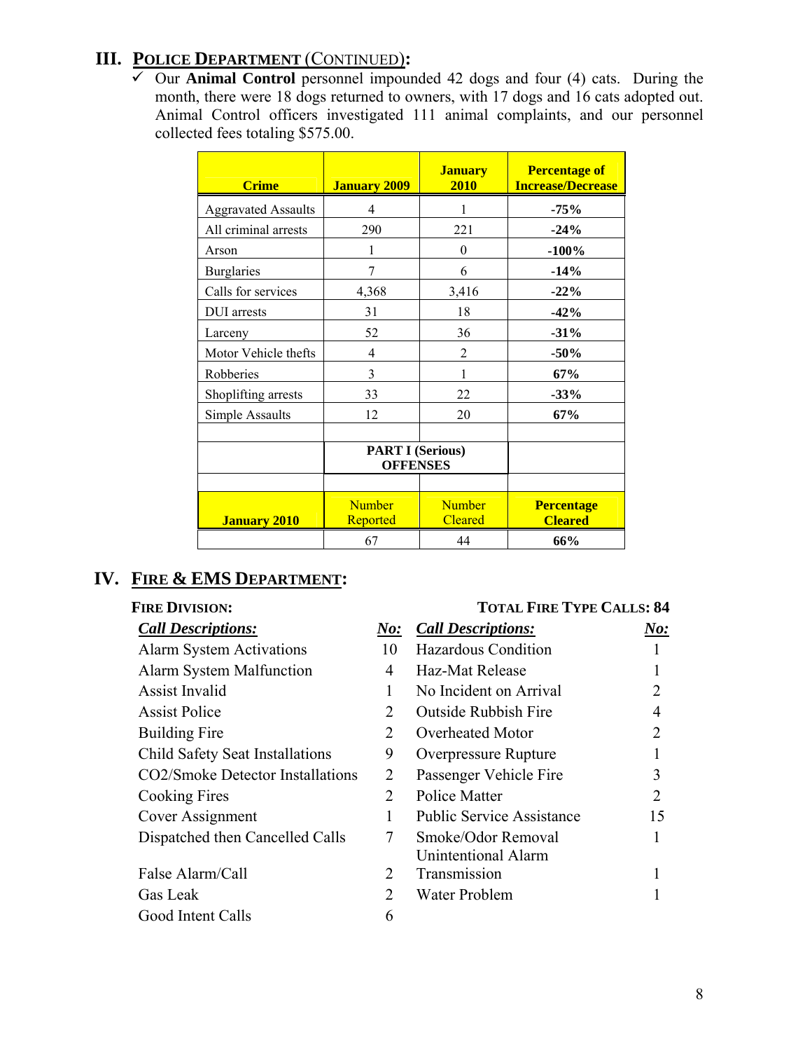## III. POLICE DEPARTMENT (CONTINUED):

- ✓ Our **Animal Control** personnel impounded 42 dogs and four (4) cats. During the month, there were 18 dogs returned to owners, with 17 dogs and 16 cats adopted out. Animal Control officers investigated 111 animal complaints, and our personnel collected fees totaling $575.00.

| Crime | January 2009 | January 2010 | Percentage of Increase/Decrease |
|---|---|---|---|
| Aggravated Assaults | 4 | 1 | **-75%** |
| All criminal arrests | 290 | 221 | **-24%** |
| Arson | 1 | 0 | **-100%** |
| Burglaries | 7 | 6 | **-14%** |
| Calls for services | 4,368 | 3,416 | **-22%** |
| DUI arrests | 31 | 18 | **-42%** |
| Larceny | 52 | 36 | **-31%** |
| Motor Vehicle thefts | 4 | 2 | **-50%** |
| Robberies | 3 | 1 | **67%** |
| Shoplifting arrests | 33 | 22 | **-33%** |
| Simple Assaults | 12 | 20 | **67%** |
| | | | |
| | **PART I (Serious) OFFENSES** | | |
| | | | |
| **January 2010** | Number Reported | Number Cleared | **Percentage Cleared** |
| | 67 | 44 | **66%** |

## IV. FIRE & EMS DEPARTMENT:

**FIRE DIVISION:** **TOTAL FIRE TYPE CALLS: 84**

| *Call Descriptions:* | *No:* | *Call Descriptions:* | *No:* |
|---|---|---|---|
| Alarm System Activations | 10 | Hazardous Condition | 1 |
| Alarm System Malfunction | 4 | Haz-Mat Release | 1 |
| Assist Invalid | 1 | No Incident on Arrival | 2 |
| Assist Police | 2 | Outside Rubbish Fire | 4 |
| Building Fire | 2 | Overheated Motor | 2 |
| Child Safety Seat Installations | 9 | Overpressure Rupture | 1 |
| CO2/Smoke Detector Installations | 2 | Passenger Vehicle Fire | 3 |
| Cooking Fires | 2 | Police Matter | 2 |
| Cover Assignment | 1 | Public Service Assistance | 15 |
| Dispatched then Cancelled Calls | 7 | Smoke/Odor Removal | 1 |
| False Alarm/Call | 2 | Unintentional Alarm Transmission | 1 |
| Gas Leak | 2 | Water Problem | 1 |
| Good Intent Calls | 6 | | |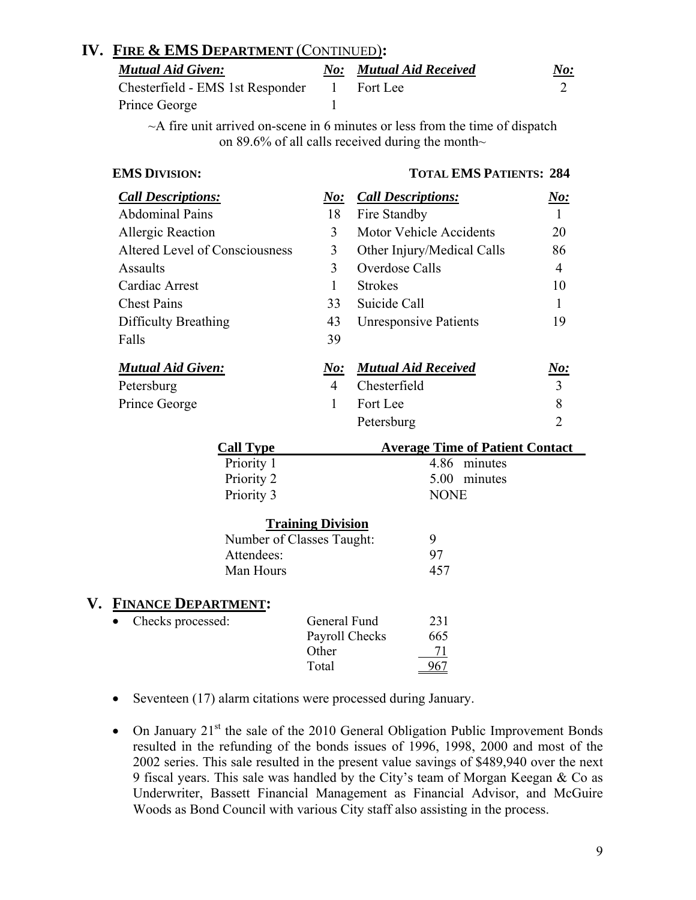## IV. FIRE & EMS DEPARTMENT (CONTINUED):

| ***Mutual Aid Given:*** | ***No:*** | ***Mutual Aid Received*** | ***No:*** |
|---|---|---|---|
| Chesterfield - EMS 1st Responder | 1 | Fort Lee | 2 |
| Prince George | 1 | | |

~A fire unit arrived on-scene in 6 minutes or less from the time of dispatch on 89.6% of all calls received during the month~

**EMS DIVISION:** **TOTAL EMS PATIENTS: 284**

| ***Call Descriptions:*** | ***No:*** | ***Call Descriptions:*** | ***No:*** |
|---|---|---|---|
| Abdominal Pains | 18 | Fire Standby | 1 |
| Allergic Reaction | 3 | Motor Vehicle Accidents | 20 |
| Altered Level of Consciousness | 3 | Other Injury/Medical Calls | 86 |
| Assaults | 3 | Overdose Calls | 4 |
| Cardiac Arrest | 1 | Strokes | 10 |
| Chest Pains | 33 | Suicide Call | 1 |
| Difficulty Breathing | 43 | Unresponsive Patients | 19 |
| Falls | 39 | | |

| ***Mutual Aid Given:*** | ***No:*** | ***Mutual Aid Received*** | ***No:*** |
|---|---|---|---|
| Petersburg | 4 | Chesterfield | 3 |
| Prince George | 1 | Fort Lee | 8 |
| | | Petersburg | 2 |

| Call Type | Average Time of Patient Contact |
|---|---|
| Priority 1 | 4.86 minutes |
| Priority 2 | 5.00 minutes |
| Priority 3 | NONE |

**Training Division**

| | |
|---|---|
| Number of Classes Taught: | 9 |
| Attendees: | 97 |
| Man Hours | 457 |

## V. FINANCE DEPARTMENT:

- Checks processed:

| | |
|---|---|
| General Fund | 231 |
| Payroll Checks | 665 |
| Other | 71 |
| Total | 967 |

- Seventeen (17) alarm citations were processed during January.
- On January 21st the sale of the 2010 General Obligation Public Improvement Bonds resulted in the refunding of the bonds issues of 1996, 1998, 2000 and most of the 2002 series. This sale resulted in the present value savings of $489,940 over the next 9 fiscal years. This sale was handled by the City's team of Morgan Keegan & Co as Underwriter, Bassett Financial Management as Financial Advisor, and McGuire Woods as Bond Council with various City staff also assisting in the process.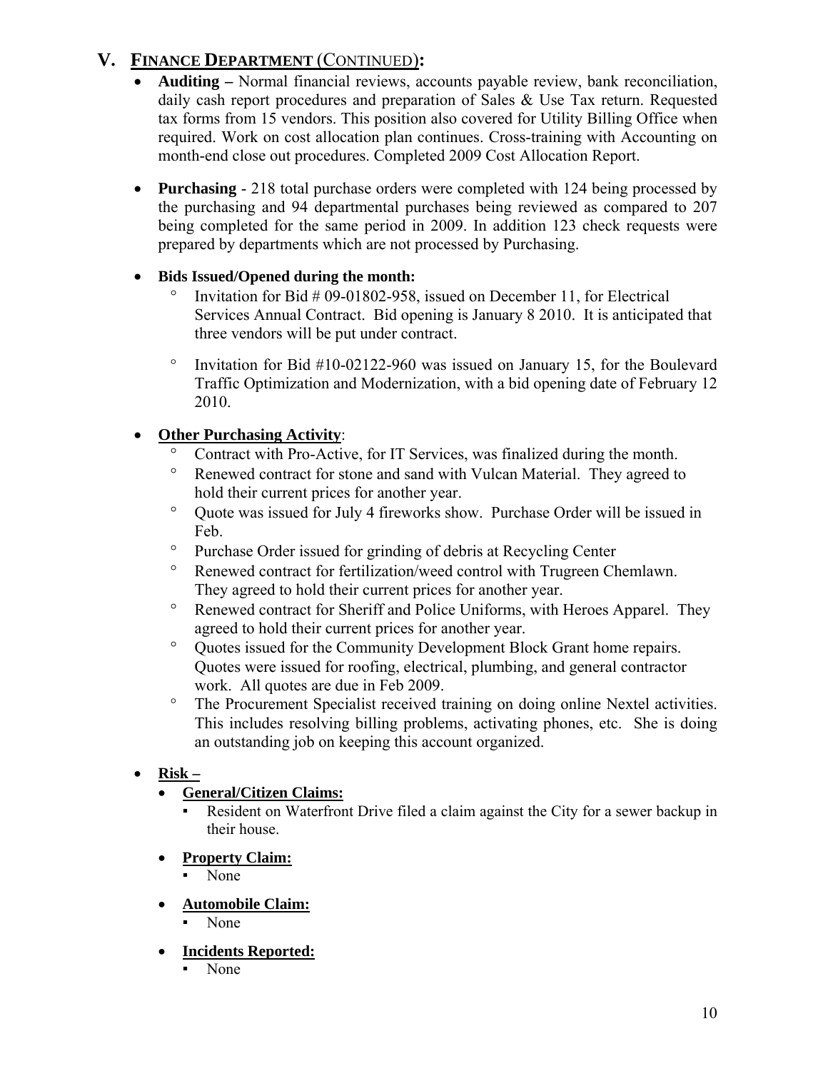## V. FINANCE DEPARTMENT (CONTINUED):

- **Auditing –** Normal financial reviews, accounts payable review, bank reconciliation, daily cash report procedures and preparation of Sales & Use Tax return. Requested tax forms from 15 vendors. This position also covered for Utility Billing Office when required. Work on cost allocation plan continues. Cross-training with Accounting on month-end close out procedures. Completed 2009 Cost Allocation Report.

- **Purchasing** - 218 total purchase orders were completed with 124 being processed by the purchasing and 94 departmental purchases being reviewed as compared to 207 being completed for the same period in 2009. In addition 123 check requests were prepared by departments which are not processed by Purchasing.

- **Bids Issued/Opened during the month:**
  - Invitation for Bid # 09-01802-958, issued on December 11, for Electrical Services Annual Contract. Bid opening is January 8 2010. It is anticipated that three vendors will be put under contract.
  - Invitation for Bid #10-02122-960 was issued on January 15, for the Boulevard Traffic Optimization and Modernization, with a bid opening date of February 12 2010.

- **Other Purchasing Activity**:
  - Contract with Pro-Active, for IT Services, was finalized during the month.
  - Renewed contract for stone and sand with Vulcan Material. They agreed to hold their current prices for another year.
  - Quote was issued for July 4 fireworks show. Purchase Order will be issued in Feb.
  - Purchase Order issued for grinding of debris at Recycling Center
  - Renewed contract for fertilization/weed control with Trugreen Chemlawn. They agreed to hold their current prices for another year.
  - Renewed contract for Sheriff and Police Uniforms, with Heroes Apparel. They agreed to hold their current prices for another year.
  - Quotes issued for the Community Development Block Grant home repairs. Quotes were issued for roofing, electrical, plumbing, and general contractor work. All quotes are due in Feb 2009.
  - The Procurement Specialist received training on doing online Nextel activities. This includes resolving billing problems, activating phones, etc. She is doing an outstanding job on keeping this account organized.

- **Risk –**
  - **General/Citizen Claims:**
    - Resident on Waterfront Drive filed a claim against the City for a sewer backup in their house.
  - **Property Claim:**
    - None
  - **Automobile Claim:**
    - None
  - **Incidents Reported:**
    - None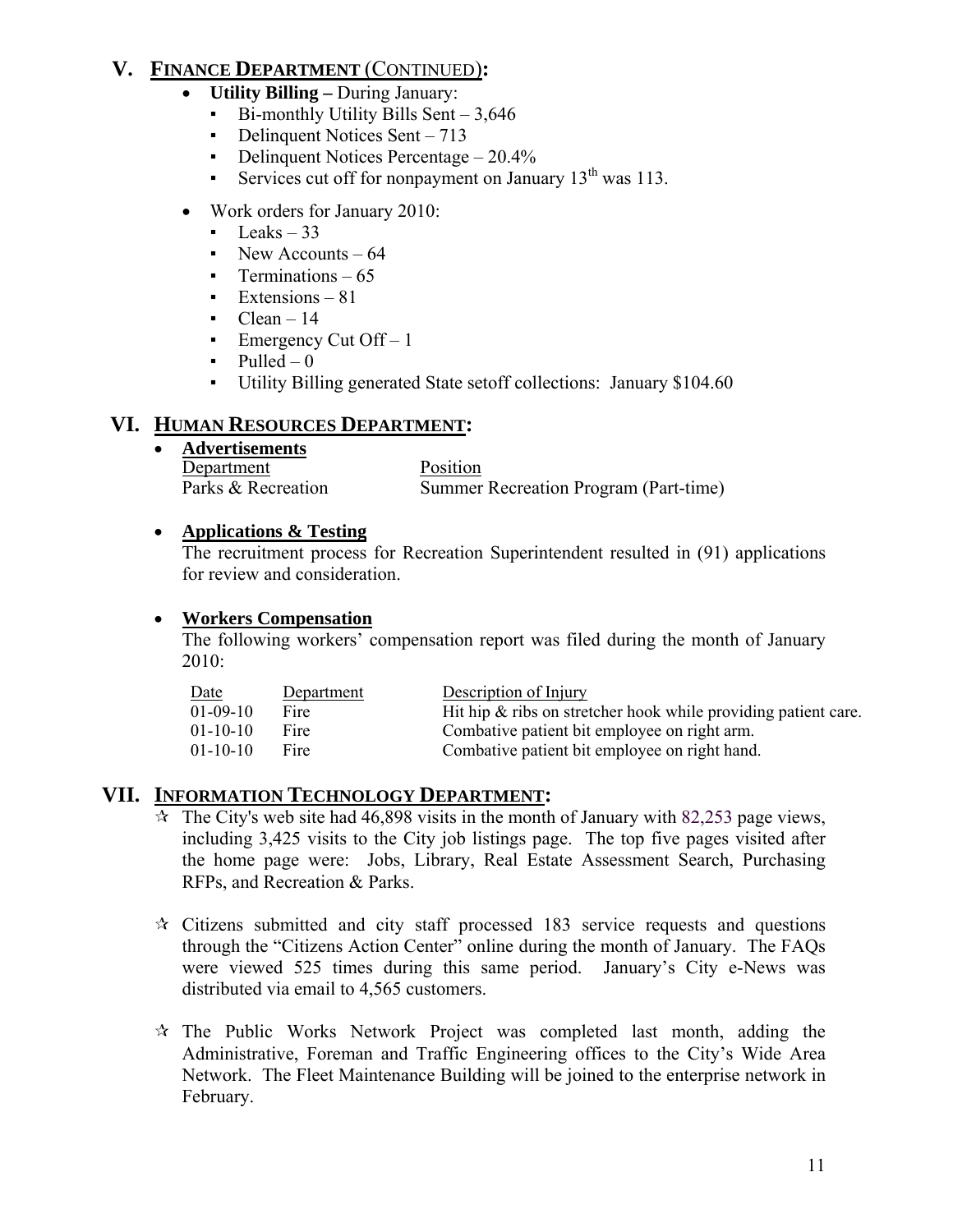## V. FINANCE DEPARTMENT (CONTINUED):

- **Utility Billing –** During January:
  - Bi-monthly Utility Bills Sent – 3,646
  - Delinquent Notices Sent – 713
  - Delinquent Notices Percentage – 20.4%
  - Services cut off for nonpayment on January 13th was 113.

- Work orders for January 2010:
  - Leaks – 33
  - New Accounts – 64
  - Terminations – 65
  - Extensions – 81
  - Clean – 14
  - Emergency Cut Off – 1
  - Pulled – 0
  - Utility Billing generated State setoff collections: January $104.60

## VI. HUMAN RESOURCES DEPARTMENT:

- **Advertisements**

| Department | Position |
|---|---|
| Parks & Recreation | Summer Recreation Program (Part-time) |

- **Applications & Testing**

  The recruitment process for Recreation Superintendent resulted in (91) applications for review and consideration.

- **Workers Compensation**

  The following workers' compensation report was filed during the month of January 2010:

| Date | Department | Description of Injury |
|---|---|---|
| 01-09-10 | Fire | Hit hip & ribs on stretcher hook while providing patient care. |
| 01-10-10 | Fire | Combative patient bit employee on right arm. |
| 01-10-10 | Fire | Combative patient bit employee on right hand. |

## VII. INFORMATION TECHNOLOGY DEPARTMENT:

- ☆ The City's web site had 46,898 visits in the month of January with 82,253 page views, including 3,425 visits to the City job listings page. The top five pages visited after the home page were: Jobs, Library, Real Estate Assessment Search, Purchasing RFPs, and Recreation & Parks.

- ☆ Citizens submitted and city staff processed 183 service requests and questions through the "Citizens Action Center" online during the month of January. The FAQs were viewed 525 times during this same period. January's City e-News was distributed via email to 4,565 customers.

- ☆ The Public Works Network Project was completed last month, adding the Administrative, Foreman and Traffic Engineering offices to the City's Wide Area Network. The Fleet Maintenance Building will be joined to the enterprise network in February.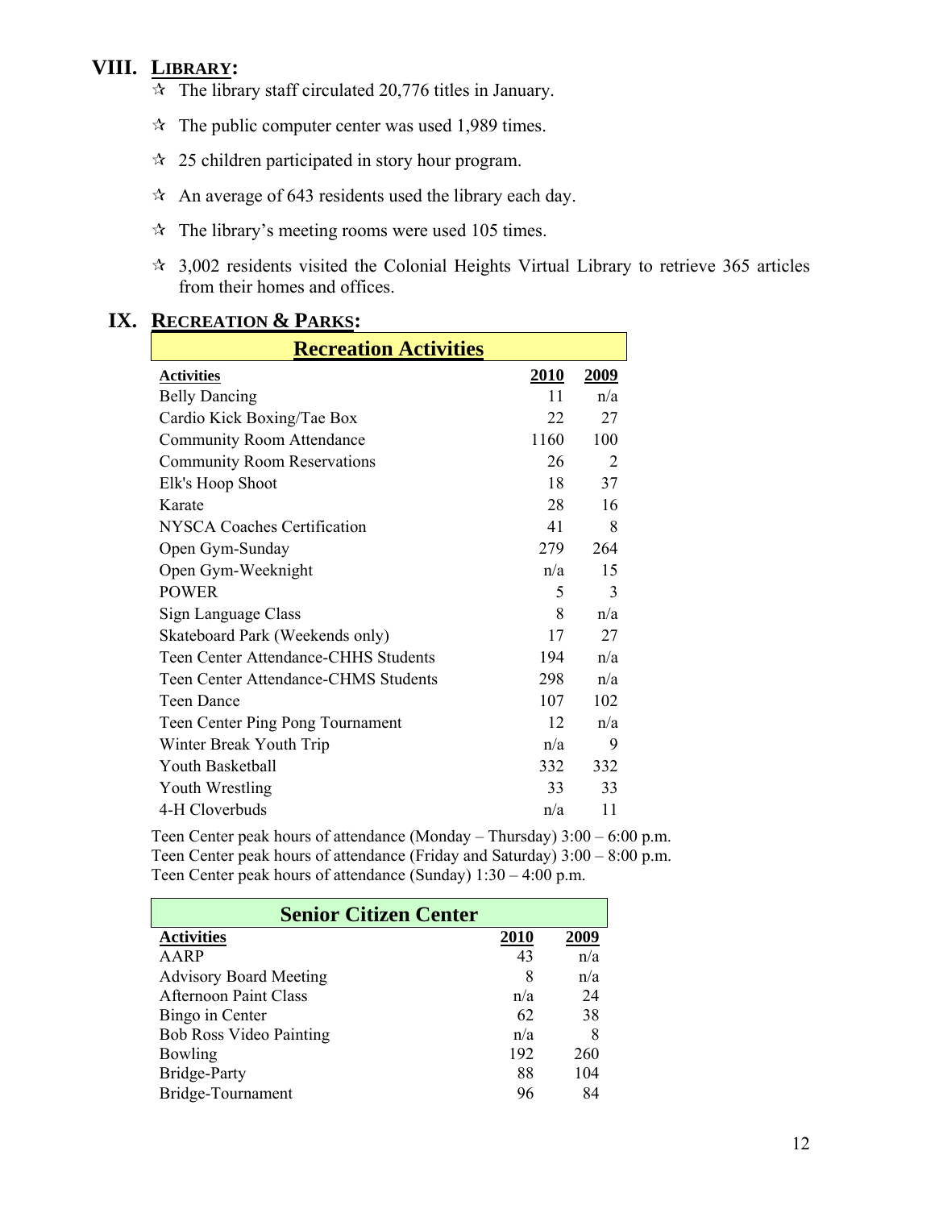## VIII. LIBRARY:

- ✫ The library staff circulated 20,776 titles in January.
- ✫ The public computer center was used 1,989 times.
- ✫ 25 children participated in story hour program.
- ✫ An average of 643 residents used the library each day.
- ✫ The library's meeting rooms were used 105 times.
- ✫ 3,002 residents visited the Colonial Heights Virtual Library to retrieve 365 articles from their homes and offices.

## IX. RECREATION & PARKS:

**Recreation Activities**

| Activities | 2010 | 2009 |
|---|---|---|
| Belly Dancing | 11 | n/a |
| Cardio Kick Boxing/Tae Box | 22 | 27 |
| Community Room Attendance | 1160 | 100 |
| Community Room Reservations | 26 | 2 |
| Elk's Hoop Shoot | 18 | 37 |
| Karate | 28 | 16 |
| NYSCA Coaches Certification | 41 | 8 |
| Open Gym-Sunday | 279 | 264 |
| Open Gym-Weeknight | n/a | 15 |
| POWER | 5 | 3 |
| Sign Language Class | 8 | n/a |
| Skateboard Park (Weekends only) | 17 | 27 |
| Teen Center Attendance-CHHS Students | 194 | n/a |
| Teen Center Attendance-CHMS Students | 298 | n/a |
| Teen Dance | 107 | 102 |
| Teen Center Ping Pong Tournament | 12 | n/a |
| Winter Break Youth Trip | n/a | 9 |
| Youth Basketball | 332 | 332 |
| Youth Wrestling | 33 | 33 |
| 4-H Cloverbuds | n/a | 11 |

Teen Center peak hours of attendance (Monday – Thursday) 3:00 – 6:00 p.m.
Teen Center peak hours of attendance (Friday and Saturday) 3:00 – 8:00 p.m.
Teen Center peak hours of attendance (Sunday) 1:30 – 4:00 p.m.

**Senior Citizen Center**

| Activities | 2010 | 2009 |
|---|---|---|
| AARP | 43 | n/a |
| Advisory Board Meeting | 8 | n/a |
| Afternoon Paint Class | n/a | 24 |
| Bingo in Center | 62 | 38 |
| Bob Ross Video Painting | n/a | 8 |
| Bowling | 192 | 260 |
| Bridge-Party | 88 | 104 |
| Bridge-Tournament | 96 | 84 |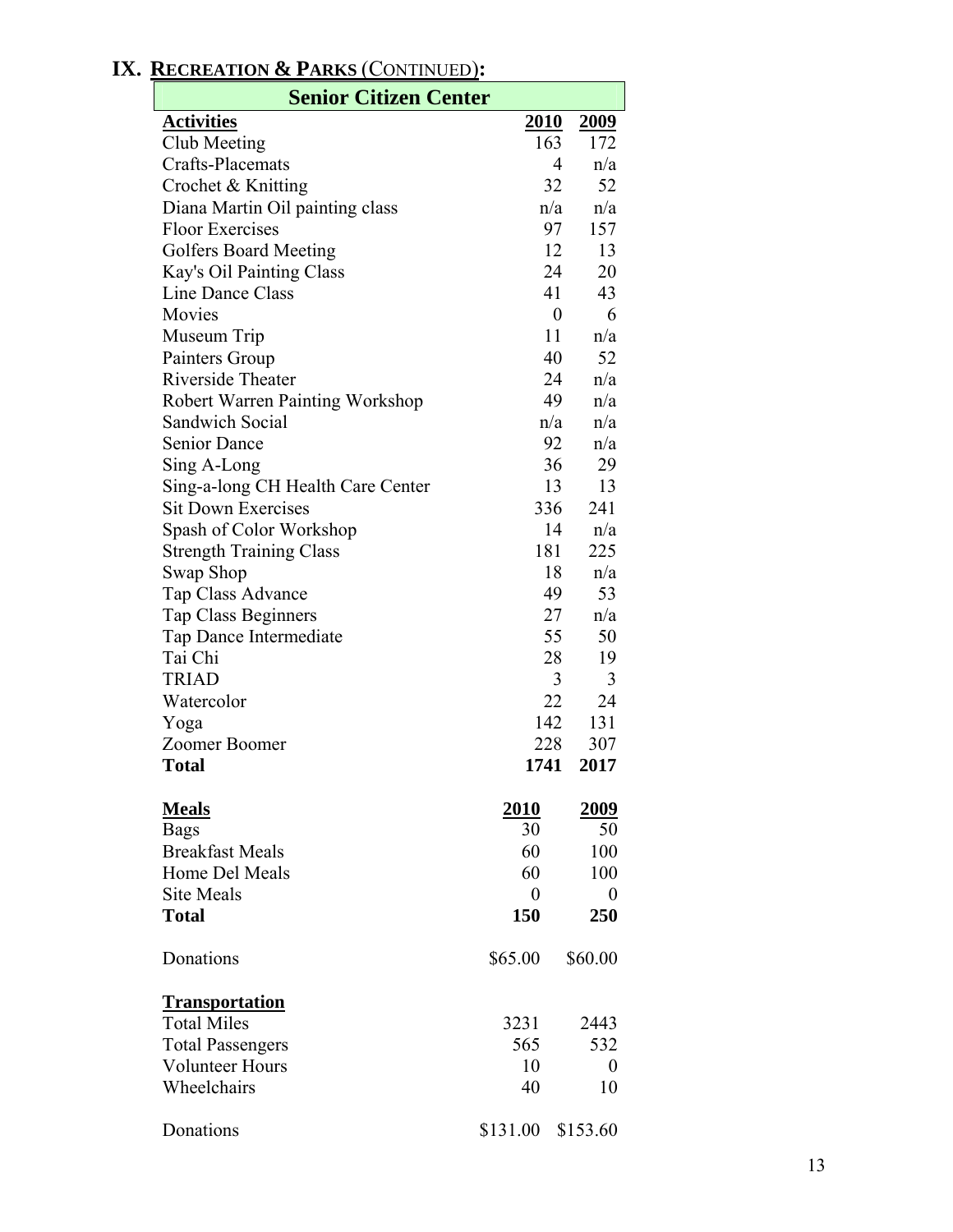## IX. RECREATION & PARKS (CONTINUED):

### Senior Citizen Center

| Activities | 2010 | 2009 |
|---|---|---|
| Club Meeting | 163 | 172 |
| Crafts-Placemats | 4 | n/a |
| Crochet & Knitting | 32 | 52 |
| Diana Martin Oil painting class | n/a | n/a |
| Floor Exercises | 97 | 157 |
| Golfers Board Meeting | 12 | 13 |
| Kay's Oil Painting Class | 24 | 20 |
| Line Dance Class | 41 | 43 |
| Movies | 0 | 6 |
| Museum Trip | 11 | n/a |
| Painters Group | 40 | 52 |
| Riverside Theater | 24 | n/a |
| Robert Warren Painting Workshop | 49 | n/a |
| Sandwich Social | n/a | n/a |
| Senior Dance | 92 | n/a |
| Sing A-Long | 36 | 29 |
| Sing-a-long CH Health Care Center | 13 | 13 |
| Sit Down Exercises | 336 | 241 |
| Spash of Color Workshop | 14 | n/a |
| Strength Training Class | 181 | 225 |
| Swap Shop | 18 | n/a |
| Tap Class Advance | 49 | 53 |
| Tap Class Beginners | 27 | n/a |
| Tap Dance Intermediate | 55 | 50 |
| Tai Chi | 28 | 19 |
| TRIAD | 3 | 3 |
| Watercolor | 22 | 24 |
| Yoga | 142 | 131 |
| Zoomer Boomer | 228 | 307 |
| **Total** | **1741** | **2017** |

| Meals | 2010 | 2009 |
|---|---|---|
| Bags | 30 | 50 |
| Breakfast Meals | 60 | 100 |
| Home Del Meals | 60 | 100 |
| Site Meals | 0 | 0 |
| **Total** | **150** | **250** |
| Donations | $65.00 | $60.00 |

| Transportation | 2010 | 2009 |
|---|---|---|
| Total Miles | 3231 | 2443 |
| Total Passengers | 565 | 532 |
| Volunteer Hours | 10 | 0 |
| Wheelchairs | 40 | 10 |
| Donations | $131.00 | $153.60 |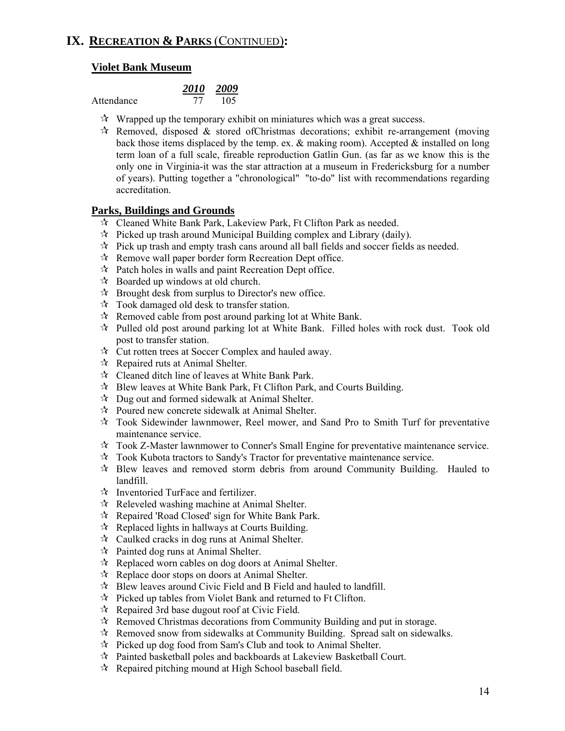# IX. RECREATION & PARKS (CONTINUED):

## Violet Bank Museum

| | *2010* | *2009* |
|---|---|---|
| Attendance | 77 | 105 |

- Wrapped up the temporary exhibit on miniatures which was a great success.
- Removed, disposed & stored ofChristmas decorations; exhibit re-arrangement (moving back those items displaced by the temp. ex. & making room). Accepted & installed on long term loan of a full scale, fireable reproduction Gatlin Gun. (as far as we know this is the only one in Virginia-it was the star attraction at a museum in Fredericksburg for a number of years). Putting together a "chronological" "to-do" list with recommendations regarding accreditation.

## Parks, Buildings and Grounds

- Cleaned White Bank Park, Lakeview Park, Ft Clifton Park as needed.
- Picked up trash around Municipal Building complex and Library (daily).
- Pick up trash and empty trash cans around all ball fields and soccer fields as needed.
- Remove wall paper border form Recreation Dept office.
- Patch holes in walls and paint Recreation Dept office.
- Boarded up windows at old church.
- Brought desk from surplus to Director's new office.
- Took damaged old desk to transfer station.
- Removed cable from post around parking lot at White Bank.
- Pulled old post around parking lot at White Bank. Filled holes with rock dust. Took old post to transfer station.
- Cut rotten trees at Soccer Complex and hauled away.
- Repaired ruts at Animal Shelter.
- Cleaned ditch line of leaves at White Bank Park.
- Blew leaves at White Bank Park, Ft Clifton Park, and Courts Building.
- Dug out and formed sidewalk at Animal Shelter.
- Poured new concrete sidewalk at Animal Shelter.
- Took Sidewinder lawnmower, Reel mower, and Sand Pro to Smith Turf for preventative maintenance service.
- Took Z-Master lawnmower to Conner's Small Engine for preventative maintenance service.
- Took Kubota tractors to Sandy's Tractor for preventative maintenance service.
- Blew leaves and removed storm debris from around Community Building. Hauled to landfill.
- Inventoried TurFace and fertilizer.
- Releveled washing machine at Animal Shelter.
- Repaired 'Road Closed' sign for White Bank Park.
- Replaced lights in hallways at Courts Building.
- Caulked cracks in dog runs at Animal Shelter.
- Painted dog runs at Animal Shelter.
- Replaced worn cables on dog doors at Animal Shelter.
- Replace door stops on doors at Animal Shelter.
- Blew leaves around Civic Field and B Field and hauled to landfill.
- Picked up tables from Violet Bank and returned to Ft Clifton.
- Repaired 3rd base dugout roof at Civic Field.
- Removed Christmas decorations from Community Building and put in storage.
- Removed snow from sidewalks at Community Building. Spread salt on sidewalks.
- Picked up dog food from Sam's Club and took to Animal Shelter.
- Painted basketball poles and backboards at Lakeview Basketball Court.
- Repaired pitching mound at High School baseball field.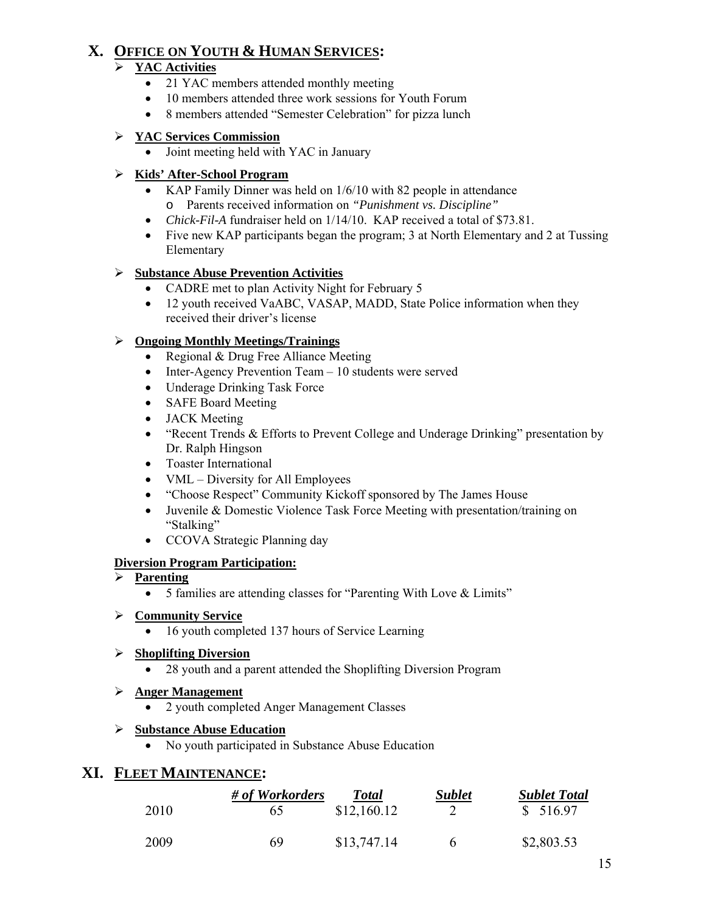## X. OFFICE ON YOUTH & HUMAN SERVICES:

- **YAC Activities**
  - 21 YAC members attended monthly meeting
  - 10 members attended three work sessions for Youth Forum
  - 8 members attended "Semester Celebration" for pizza lunch

- **YAC Services Commission**
  - Joint meeting held with YAC in January

- **Kids' After-School Program**
  - KAP Family Dinner was held on 1/6/10 with 82 people in attendance
    - Parents received information on *"Punishment vs. Discipline"*
  - *Chick-Fil-A* fundraiser held on 1/14/10. KAP received a total of $73.81.
  - Five new KAP participants began the program; 3 at North Elementary and 2 at Tussing Elementary

- **Substance Abuse Prevention Activities**
  - CADRE met to plan Activity Night for February 5
  - 12 youth received VaABC, VASAP, MADD, State Police information when they received their driver's license

- **Ongoing Monthly Meetings/Trainings**
  - Regional & Drug Free Alliance Meeting
  - Inter-Agency Prevention Team – 10 students were served
  - Underage Drinking Task Force
  - SAFE Board Meeting
  - JACK Meeting
  - "Recent Trends & Efforts to Prevent College and Underage Drinking" presentation by Dr. Ralph Hingson
  - Toaster International
  - VML – Diversity for All Employees
  - "Choose Respect" Community Kickoff sponsored by The James House
  - Juvenile & Domestic Violence Task Force Meeting with presentation/training on "Stalking"
  - CCOVA Strategic Planning day

**Diversion Program Participation:**

- **Parenting**
  - 5 families are attending classes for "Parenting With Love & Limits"

- **Community Service**
  - 16 youth completed 137 hours of Service Learning

- **Shoplifting Diversion**
  - 28 youth and a parent attended the Shoplifting Diversion Program

- **Anger Management**
  - 2 youth completed Anger Management Classes

- **Substance Abuse Education**
  - No youth participated in Substance Abuse Education

## XI. FLEET MAINTENANCE:

| | *# of Workorders* | *Total* | *Sublet* | *Sublet Total* |
|---|---|---|---|---|
| 2010 | 65 | $12,160.12 | 2 | $ 516.97 |
| 2009 | 69 | $13,747.14 | 6 | $2,803.53 |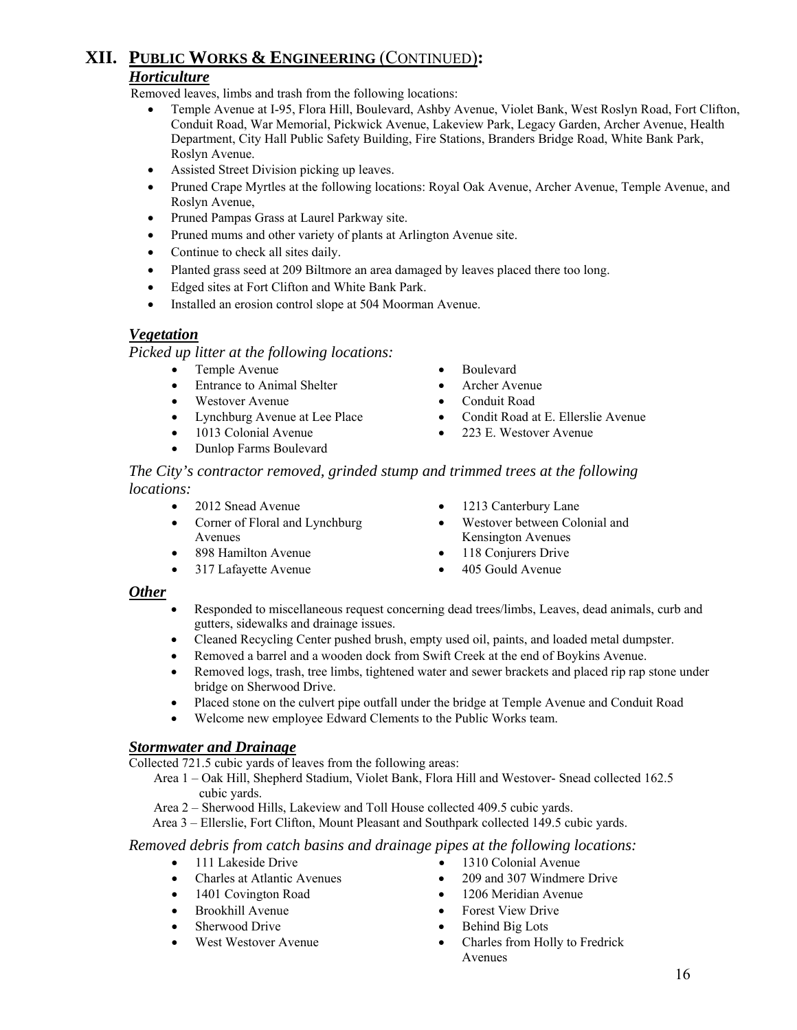# XII. PUBLIC WORKS & ENGINEERING (CONTINUED):

### *Horticulture*

Removed leaves, limbs and trash from the following locations:

- Temple Avenue at I-95, Flora Hill, Boulevard, Ashby Avenue, Violet Bank, West Roslyn Road, Fort Clifton, Conduit Road, War Memorial, Pickwick Avenue, Lakeview Park, Legacy Garden, Archer Avenue, Health Department, City Hall Public Safety Building, Fire Stations, Branders Bridge Road, White Bank Park, Roslyn Avenue.
- Assisted Street Division picking up leaves.
- Pruned Crape Myrtles at the following locations: Royal Oak Avenue, Archer Avenue, Temple Avenue, and Roslyn Avenue,
- Pruned Pampas Grass at Laurel Parkway site.
- Pruned mums and other variety of plants at Arlington Avenue site.
- Continue to check all sites daily.
- Planted grass seed at 209 Biltmore an area damaged by leaves placed there too long.
- Edged sites at Fort Clifton and White Bank Park.
- Installed an erosion control slope at 504 Moorman Avenue.

### *Vegetation*

*Picked up litter at the following locations:*

- Temple Avenue
- Entrance to Animal Shelter
- Westover Avenue
- Lynchburg Avenue at Lee Place
- 1013 Colonial Avenue
- Dunlop Farms Boulevard
- Boulevard
- Archer Avenue
- Conduit Road
- Condit Road at E. Ellerslie Avenue
- 223 E. Westover Avenue

*The City's contractor removed, grinded stump and trimmed trees at the following locations:*

- 2012 Snead Avenue
- Corner of Floral and Lynchburg Avenues
- 898 Hamilton Avenue
- 317 Lafayette Avenue
- 1213 Canterbury Lane
- Westover between Colonial and Kensington Avenues
- 118 Conjurers Drive
- 405 Gould Avenue

### *Other*

- Responded to miscellaneous request concerning dead trees/limbs, Leaves, dead animals, curb and gutters, sidewalks and drainage issues.
- Cleaned Recycling Center pushed brush, empty used oil, paints, and loaded metal dumpster.
- Removed a barrel and a wooden dock from Swift Creek at the end of Boykins Avenue.
- Removed logs, trash, tree limbs, tightened water and sewer brackets and placed rip rap stone under bridge on Sherwood Drive.
- Placed stone on the culvert pipe outfall under the bridge at Temple Avenue and Conduit Road
- Welcome new employee Edward Clements to the Public Works team.

### *Stormwater and Drainage*

Collected 721.5 cubic yards of leaves from the following areas:

Area 1 – Oak Hill, Shepherd Stadium, Violet Bank, Flora Hill and Westover- Snead collected 162.5 cubic yards.

Area 2 – Sherwood Hills, Lakeview and Toll House collected 409.5 cubic yards.

Area 3 – Ellerslie, Fort Clifton, Mount Pleasant and Southpark collected 149.5 cubic yards.

*Removed debris from catch basins and drainage pipes at the following locations:*

- 111 Lakeside Drive
- Charles at Atlantic Avenues
- 1401 Covington Road
- Brookhill Avenue
- Sherwood Drive
- West Westover Avenue
- 1310 Colonial Avenue
- 209 and 307 Windmere Drive
- 1206 Meridian Avenue
- Forest View Drive
- Behind Big Lots
- Charles from Holly to Fredrick Avenues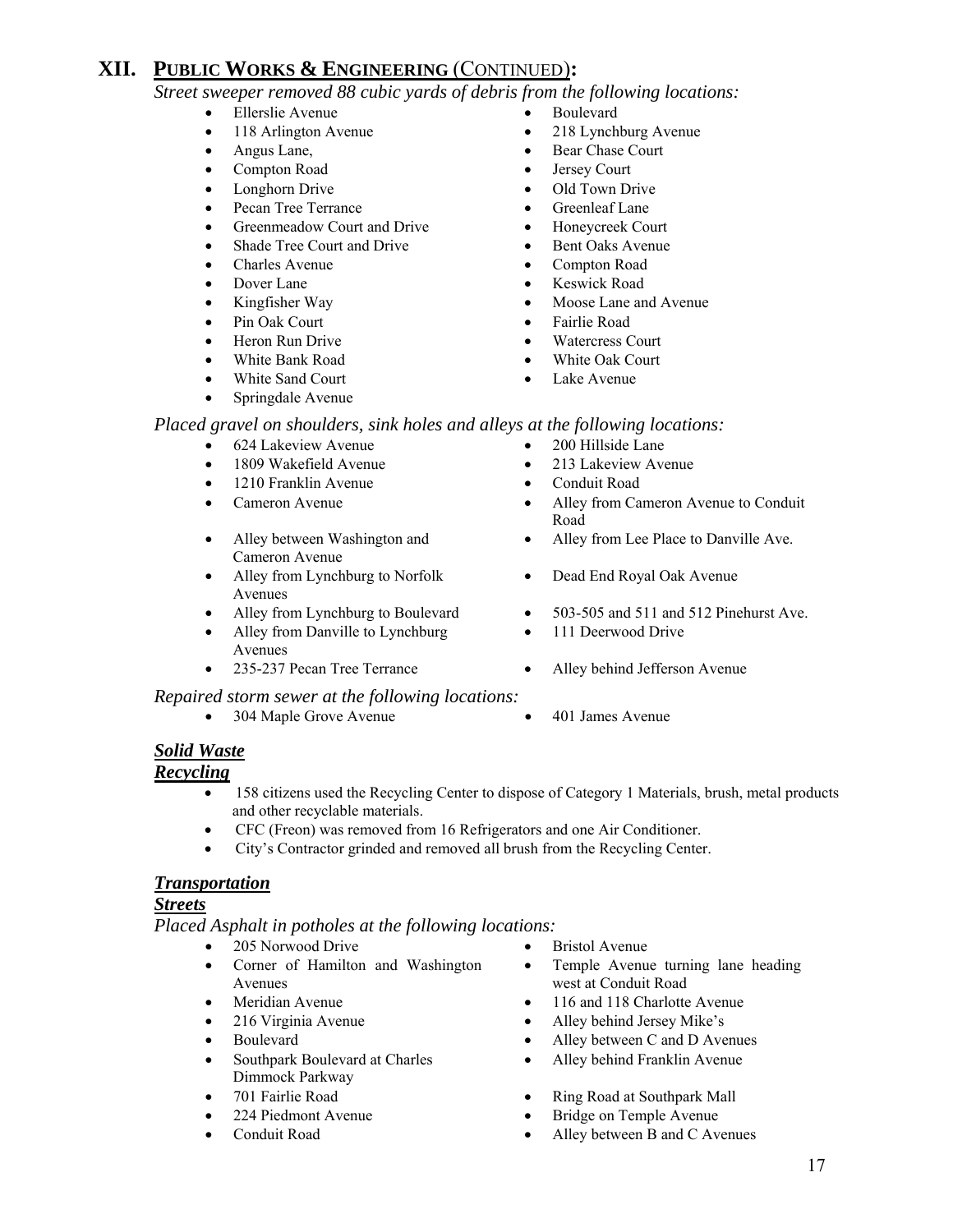# XII. PUBLIC WORKS & ENGINEERING (CONTINUED):

*Street sweeper removed 88 cubic yards of debris from the following locations:*

- Ellerslie Avenue
- 118 Arlington Avenue
- Angus Lane,
- Compton Road
- Longhorn Drive
- Pecan Tree Terrance
- Greenmeadow Court and Drive
- Shade Tree Court and Drive
- Charles Avenue
- Dover Lane
- Kingfisher Way
- Pin Oak Court
- Heron Run Drive
- White Bank Road
- White Sand Court
- Springdale Avenue
- Boulevard
- 218 Lynchburg Avenue
- Bear Chase Court
- Jersey Court
- Old Town Drive
- Greenleaf Lane
- Honeycreek Court
- Bent Oaks Avenue
- Compton Road
- Keswick Road
- Moose Lane and Avenue
- Fairlie Road
- Watercress Court
- White Oak Court
- Lake Avenue

*Placed gravel on shoulders, sink holes and alleys at the following locations:*

- 624 Lakeview Avenue
- 1809 Wakefield Avenue
- 1210 Franklin Avenue
- Cameron Avenue
- Alley between Washington and Cameron Avenue
- Alley from Lynchburg to Norfolk Avenues
- Alley from Lynchburg to Boulevard
- Alley from Danville to Lynchburg Avenues
- 235-237 Pecan Tree Terrance
- 200 Hillside Lane
- 213 Lakeview Avenue
- Conduit Road
- Alley from Cameron Avenue to Conduit Road
- Alley from Lee Place to Danville Ave.
- Dead End Royal Oak Avenue
- 503-505 and 511 and 512 Pinehurst Ave.
- 111 Deerwood Drive
- Alley behind Jefferson Avenue

*Repaired storm sewer at the following locations:*

- 304 Maple Grove Avenue
- 401 James Avenue

## ***Solid Waste***

### ***Recycling***

- 158 citizens used the Recycling Center to dispose of Category 1 Materials, brush, metal products and other recyclable materials.
- CFC (Freon) was removed from 16 Refrigerators and one Air Conditioner.
- City's Contractor grinded and removed all brush from the Recycling Center.

## ***Transportation***

### ***Streets***

*Placed Asphalt in potholes at the following locations:*

- 205 Norwood Drive
- Corner of Hamilton and Washington Avenues
- Meridian Avenue
- 216 Virginia Avenue
- Boulevard
- Southpark Boulevard at Charles Dimmock Parkway
- 701 Fairlie Road
- 224 Piedmont Avenue
- Conduit Road
- Bristol Avenue
- Temple Avenue turning lane heading west at Conduit Road
- 116 and 118 Charlotte Avenue
- Alley behind Jersey Mike's
- Alley between C and D Avenues
- Alley behind Franklin Avenue
- Ring Road at Southpark Mall
- Bridge on Temple Avenue
- Alley between B and C Avenues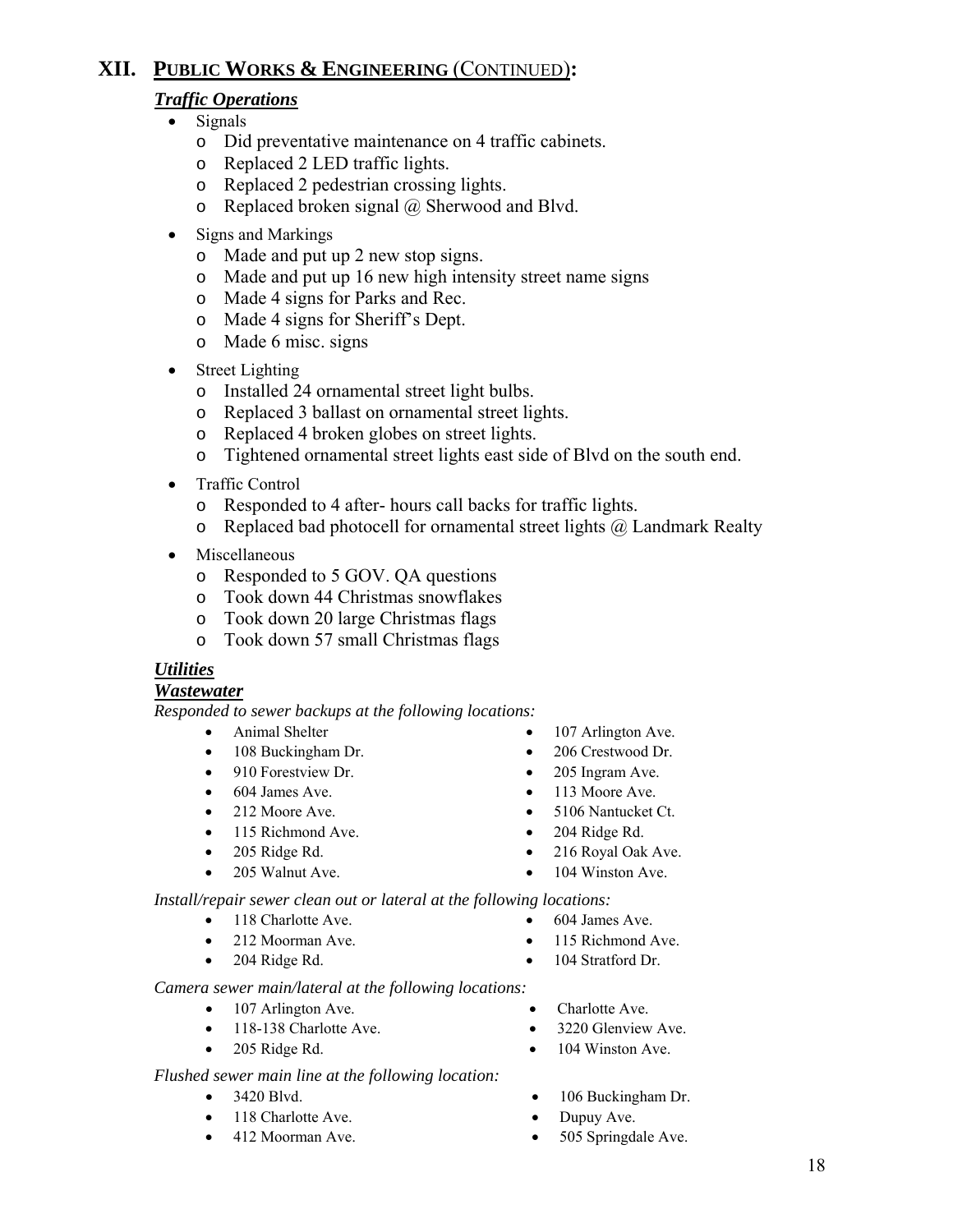## XII. PUBLIC WORKS & ENGINEERING (CONTINUED):

### *Traffic Operations*

- Signals
  - Did preventative maintenance on 4 traffic cabinets.
  - Replaced 2 LED traffic lights.
  - Replaced 2 pedestrian crossing lights.
  - Replaced broken signal @ Sherwood and Blvd.
- Signs and Markings
  - Made and put up 2 new stop signs.
  - Made and put up 16 new high intensity street name signs
  - Made 4 signs for Parks and Rec.
  - Made 4 signs for Sheriff's Dept.
  - Made 6 misc. signs
- Street Lighting
  - Installed 24 ornamental street light bulbs.
  - Replaced 3 ballast on ornamental street lights.
  - Replaced 4 broken globes on street lights.
  - Tightened ornamental street lights east side of Blvd on the south end.
- Traffic Control
  - Responded to 4 after- hours call backs for traffic lights.
  - Replaced bad photocell for ornamental street lights @ Landmark Realty
- Miscellaneous
  - Responded to 5 GOV. QA questions
  - Took down 44 Christmas snowflakes
  - Took down 20 large Christmas flags
  - Took down 57 small Christmas flags

### *Utilities*

### *Wastewater*

*Responded to sewer backups at the following locations:*

- Animal Shelter
- 108 Buckingham Dr.
- 910 Forestview Dr.
- 604 James Ave.
- 212 Moore Ave.
- 115 Richmond Ave.
- 205 Ridge Rd.
- 205 Walnut Ave.
- 107 Arlington Ave.
- 206 Crestwood Dr.
- 205 Ingram Ave.
- 113 Moore Ave.
- 5106 Nantucket Ct.
- 204 Ridge Rd.
- 216 Royal Oak Ave.
- 104 Winston Ave.

*Install/repair sewer clean out or lateral at the following locations:*

- 118 Charlotte Ave.
- 212 Moorman Ave.
- 204 Ridge Rd.
- 604 James Ave.
- 115 Richmond Ave.
- 104 Stratford Dr.

*Camera sewer main/lateral at the following locations:*

- 107 Arlington Ave.
- 118-138 Charlotte Ave.
- 205 Ridge Rd.
- Charlotte Ave.
- 3220 Glenview Ave.
- 104 Winston Ave.

*Flushed sewer main line at the following location:*

- 3420 Blvd.
- 118 Charlotte Ave.
- 412 Moorman Ave.
- 106 Buckingham Dr.
- Dupuy Ave.
- 505 Springdale Ave.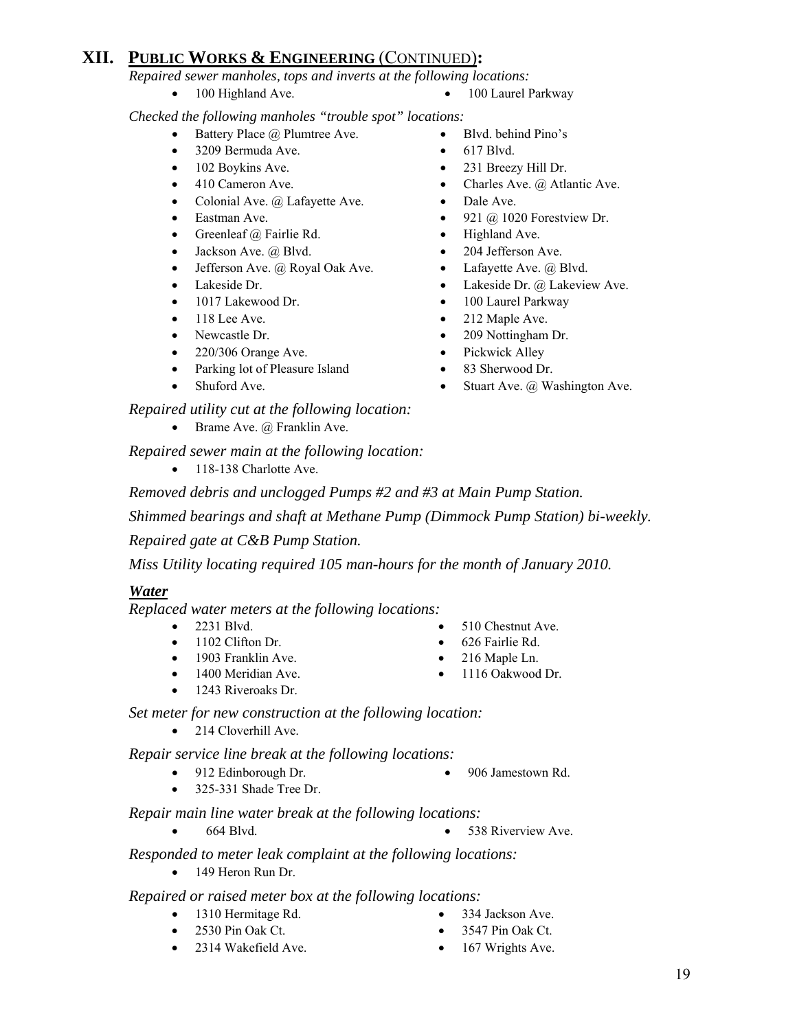## XII. PUBLIC WORKS & ENGINEERING (CONTINUED):

*Repaired sewer manholes, tops and inverts at the following locations:*

- 100 Highland Ave.
- 100 Laurel Parkway

*Checked the following manholes "trouble spot" locations:*

- Battery Place @ Plumtree Ave.
- Blvd. behind Pino's
- 3209 Bermuda Ave.
- 617 Blvd.
- 102 Boykins Ave.
- 231 Breezy Hill Dr.
- 410 Cameron Ave.
- Charles Ave. @ Atlantic Ave.
- Colonial Ave. @ Lafayette Ave.
- Dale Ave.
- Eastman Ave.
- 921 @ 1020 Forestview Dr.
- Greenleaf @ Fairlie Rd.
- Highland Ave.
- Jackson Ave. @ Blvd.
- 204 Jefferson Ave.
- Jefferson Ave. @ Royal Oak Ave.
- Lafayette Ave. @ Blvd.
- Lakeside Dr.
- Lakeside Dr. @ Lakeview Ave.
- 1017 Lakewood Dr.
- 100 Laurel Parkway
- 118 Lee Ave.
- 212 Maple Ave.
- Newcastle Dr.
- 209 Nottingham Dr.
- 220/306 Orange Ave.
- Pickwick Alley
- Parking lot of Pleasure Island
- 83 Sherwood Dr.
- Shuford Ave.
- Stuart Ave. @ Washington Ave.

*Repaired utility cut at the following location:*

- Brame Ave. @ Franklin Ave.

*Repaired sewer main at the following location:*

- 118-138 Charlotte Ave.

*Removed debris and unclogged Pumps #2 and #3 at Main Pump Station.*

*Shimmed bearings and shaft at Methane Pump (Dimmock Pump Station) bi-weekly.*

*Repaired gate at C&B Pump Station.*

*Miss Utility locating required 105 man-hours for the month of January 2010.*

### ***Water***

*Replaced water meters at the following locations:*

- 2231 Blvd.
- 510 Chestnut Ave.
- 1102 Clifton Dr.
- 626 Fairlie Rd.
- 1903 Franklin Ave.
- 216 Maple Ln.
- 1400 Meridian Ave.
- 1116 Oakwood Dr.
- 1243 Riveroaks Dr.

*Set meter for new construction at the following location:*

- 214 Cloverhill Ave.

*Repair service line break at the following locations:*

- 912 Edinborough Dr.
- 906 Jamestown Rd.
- 325-331 Shade Tree Dr.

*Repair main line water break at the following locations:*

- 664 Blvd.
- 538 Riverview Ave.

*Responded to meter leak complaint at the following locations:*

- 149 Heron Run Dr.

*Repaired or raised meter box at the following locations:*

- 1310 Hermitage Rd.
- 334 Jackson Ave.
- 2530 Pin Oak Ct.
- 3547 Pin Oak Ct.
- 2314 Wakefield Ave.
- 167 Wrights Ave.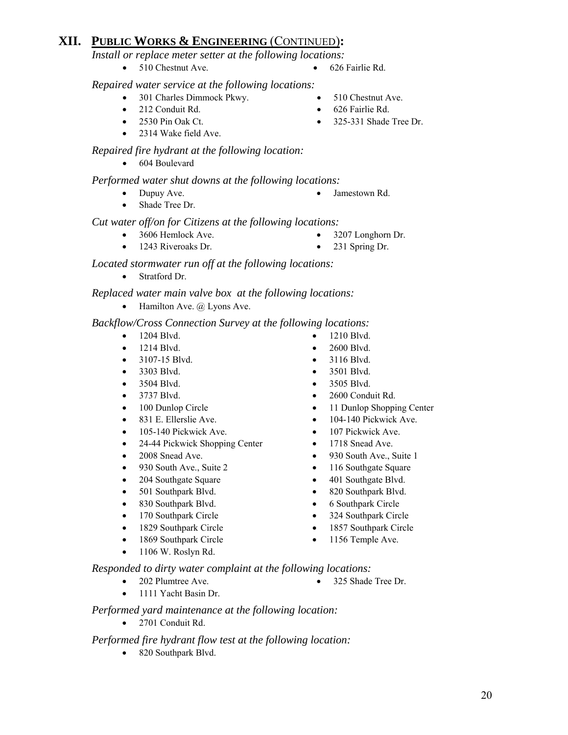# XII. PUBLIC WORKS & ENGINEERING (CONTINUED):

*Install or replace meter setter at the following locations:*

- 510 Chestnut Ave.
- 626 Fairlie Rd.

*Repaired water service at the following locations:*

- 301 Charles Dimmock Pkwy.
- 212 Conduit Rd.
- 2530 Pin Oak Ct.
- 2314 Wake field Ave.
- 510 Chestnut Ave.
- 626 Fairlie Rd.
- 325-331 Shade Tree Dr.

*Repaired fire hydrant at the following location:*

- 604 Boulevard

*Performed water shut downs at the following locations:*

- Dupuy Ave.
- Shade Tree Dr.
- Jamestown Rd.

*Cut water off/on for Citizens at the following locations:*

- 3606 Hemlock Ave.
- 1243 Riveroaks Dr.
- 3207 Longhorn Dr.
- 231 Spring Dr.

*Located stormwater run off at the following locations:*

- Stratford Dr.

*Replaced water main valve box at the following locations:*

- Hamilton Ave. @ Lyons Ave.

*Backflow/Cross Connection Survey at the following locations:*

- 1204 Blvd.
- 1214 Blvd.
- 3107-15 Blvd.
- 3303 Blvd.
- 3504 Blvd.
- 3737 Blvd.
- 100 Dunlop Circle
- 831 E. Ellerslie Ave.
- 105-140 Pickwick Ave.
- 24-44 Pickwick Shopping Center
- 2008 Snead Ave.
- 930 South Ave., Suite 2
- 204 Southgate Square
- 501 Southpark Blvd.
- 830 Southpark Blvd.
- 170 Southpark Circle
- 1829 Southpark Circle
- 1869 Southpark Circle
- 1106 W. Roslyn Rd.
- 1210 Blvd.
- 2600 Blvd.
- 3116 Blvd.
- 3501 Blvd.
- 3505 Blvd.
- 2600 Conduit Rd.
- 11 Dunlop Shopping Center
- 104-140 Pickwick Ave.
- 107 Pickwick Ave.
- 1718 Snead Ave.
- 930 South Ave., Suite 1
- 116 Southgate Square
- 401 Southgate Blvd.
- 820 Southpark Blvd.
- 6 Southpark Circle
- 324 Southpark Circle
- 1857 Southpark Circle
- 1156 Temple Ave.

*Responded to dirty water complaint at the following locations:*

- 202 Plumtree Ave.
- 1111 Yacht Basin Dr.
- 325 Shade Tree Dr.

*Performed yard maintenance at the following location:*

- 2701 Conduit Rd.

*Performed fire hydrant flow test at the following location:*

- 820 Southpark Blvd.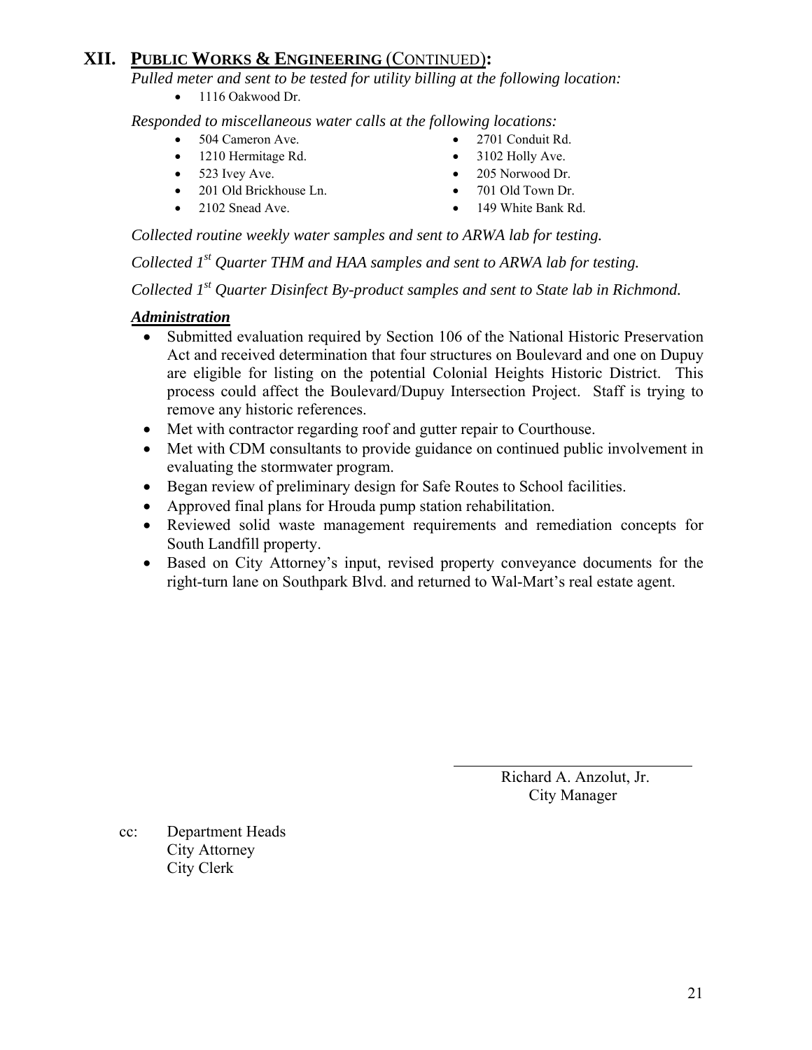## XII. PUBLIC WORKS & ENGINEERING (CONTINUED):

*Pulled meter and sent to be tested for utility billing at the following location:*

- 1116 Oakwood Dr.

*Responded to miscellaneous water calls at the following locations:*

- 504 Cameron Ave.
- 1210 Hermitage Rd.
- 523 Ivey Ave.
- 201 Old Brickhouse Ln.
- 2102 Snead Ave.
- 2701 Conduit Rd.
- 3102 Holly Ave.
- 205 Norwood Dr.
- 701 Old Town Dr.
- 149 White Bank Rd.

*Collected routine weekly water samples and sent to ARWA lab for testing.*

*Collected 1st Quarter THM and HAA samples and sent to ARWA lab for testing.*

*Collected 1st Quarter Disinfect By-product samples and sent to State lab in Richmond.*

***Administration***

- Submitted evaluation required by Section 106 of the National Historic Preservation Act and received determination that four structures on Boulevard and one on Dupuy are eligible for listing on the potential Colonial Heights Historic District. This process could affect the Boulevard/Dupuy Intersection Project. Staff is trying to remove any historic references.
- Met with contractor regarding roof and gutter repair to Courthouse.
- Met with CDM consultants to provide guidance on continued public involvement in evaluating the stormwater program.
- Began review of preliminary design for Safe Routes to School facilities.
- Approved final plans for Hrouda pump station rehabilitation.
- Reviewed solid waste management requirements and remediation concepts for South Landfill property.
- Based on City Attorney's input, revised property conveyance documents for the right-turn lane on Southpark Blvd. and returned to Wal-Mart's real estate agent.

Richard A. Anzolut, Jr.
City Manager

cc: Department Heads
City Attorney
City Clerk